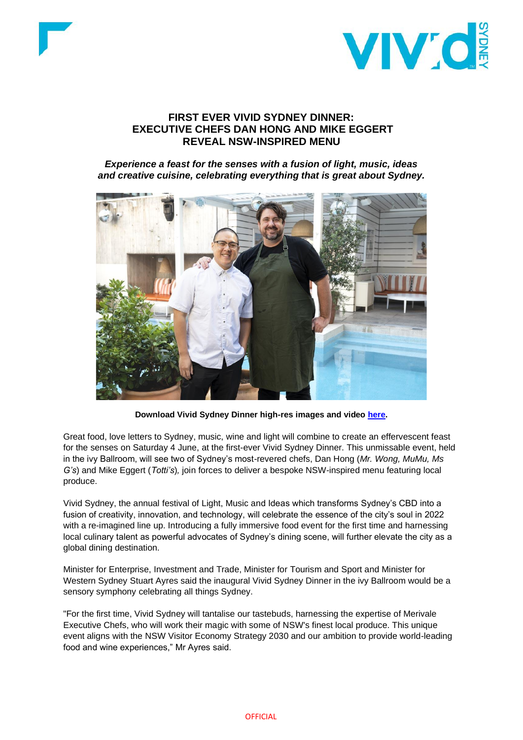# FIRST EVER VIVID SYDNEY DINNER: EXECUTIVE CHEFS DAN HONG AND MIKE EGGERT REVEAL NSW-INSPIRED MENU

***Experience a feast for the senses with a fusion of light, music, ideas and creative cuisine, celebrating everything that is great about Sydney.***

**Download Vivid Sydney Dinner high-res images and video [here](#).**

Great food, love letters to Sydney, music, wine and light will combine to create an effervescent feast for the senses on Saturday 4 June, at the first-ever Vivid Sydney Dinner. This unmissable event, held in the ivy Ballroom, will see two of Sydney's most-revered chefs, Dan Hong (*Mr. Wong, MuMu, Ms G's*) and Mike Eggert (*Totti's*), join forces to deliver a bespoke NSW-inspired menu featuring local produce.

Vivid Sydney, the annual festival of Light, Music and Ideas which transforms Sydney's CBD into a fusion of creativity, innovation, and technology, will celebrate the essence of the city's soul in 2022 with a re-imagined line up. Introducing a fully immersive food event for the first time and harnessing local culinary talent as powerful advocates of Sydney's dining scene, will further elevate the city as a global dining destination.

Minister for Enterprise, Investment and Trade, Minister for Tourism and Sport and Minister for Western Sydney Stuart Ayres said the inaugural Vivid Sydney Dinner in the ivy Ballroom would be a sensory symphony celebrating all things Sydney.

"For the first time, Vivid Sydney will tantalise our tastebuds, harnessing the expertise of Merivale Executive Chefs, who will work their magic with some of NSW's finest local produce. This unique event aligns with the NSW Visitor Economy Strategy 2030 and our ambition to provide world-leading food and wine experiences," Mr Ayres said.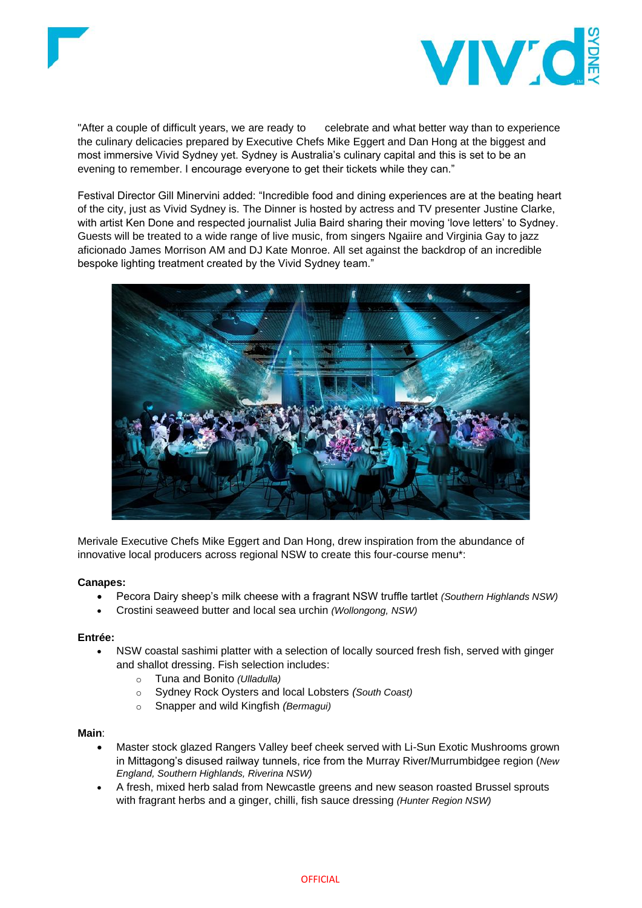"After a couple of difficult years, we are ready to celebrate and what better way than to experience the culinary delicacies prepared by Executive Chefs Mike Eggert and Dan Hong at the biggest and most immersive Vivid Sydney yet. Sydney is Australia's culinary capital and this is set to be an evening to remember. I encourage everyone to get their tickets while they can."

Festival Director Gill Minervini added: "Incredible food and dining experiences are at the beating heart of the city, just as Vivid Sydney is. The Dinner is hosted by actress and TV presenter Justine Clarke, with artist Ken Done and respected journalist Julia Baird sharing their moving 'love letters' to Sydney. Guests will be treated to a wide range of live music, from singers Ngaiire and Virginia Gay to jazz aficionado James Morrison AM and DJ Kate Monroe. All set against the backdrop of an incredible bespoke lighting treatment created by the Vivid Sydney team."

Merivale Executive Chefs Mike Eggert and Dan Hong, drew inspiration from the abundance of innovative local producers across regional NSW to create this four-course menu*:

**Canapes:**

- Pecora Dairy sheep's milk cheese with a fragrant NSW truffle tartlet *(Southern Highlands NSW)*
- Crostini seaweed butter and local sea urchin *(Wollongong, NSW)*

**Entrée:**

- NSW coastal sashimi platter with a selection of locally sourced fresh fish, served with ginger and shallot dressing. Fish selection includes:
  - Tuna and Bonito *(Ulladulla)*
  - Sydney Rock Oysters and local Lobsters *(South Coast)*
  - Snapper and wild Kingfish *(Bermagui)*

**Main**:

- Master stock glazed Rangers Valley beef cheek served with Li-Sun Exotic Mushrooms grown in Mittagong's disused railway tunnels, rice from the Murray River/Murrumbidgee region (*New England, Southern Highlands, Riverina NSW)*
- A fresh, mixed herb salad from Newcastle greens and new season roasted Brussel sprouts with fragrant herbs and a ginger, chilli, fish sauce dressing *(Hunter Region NSW)*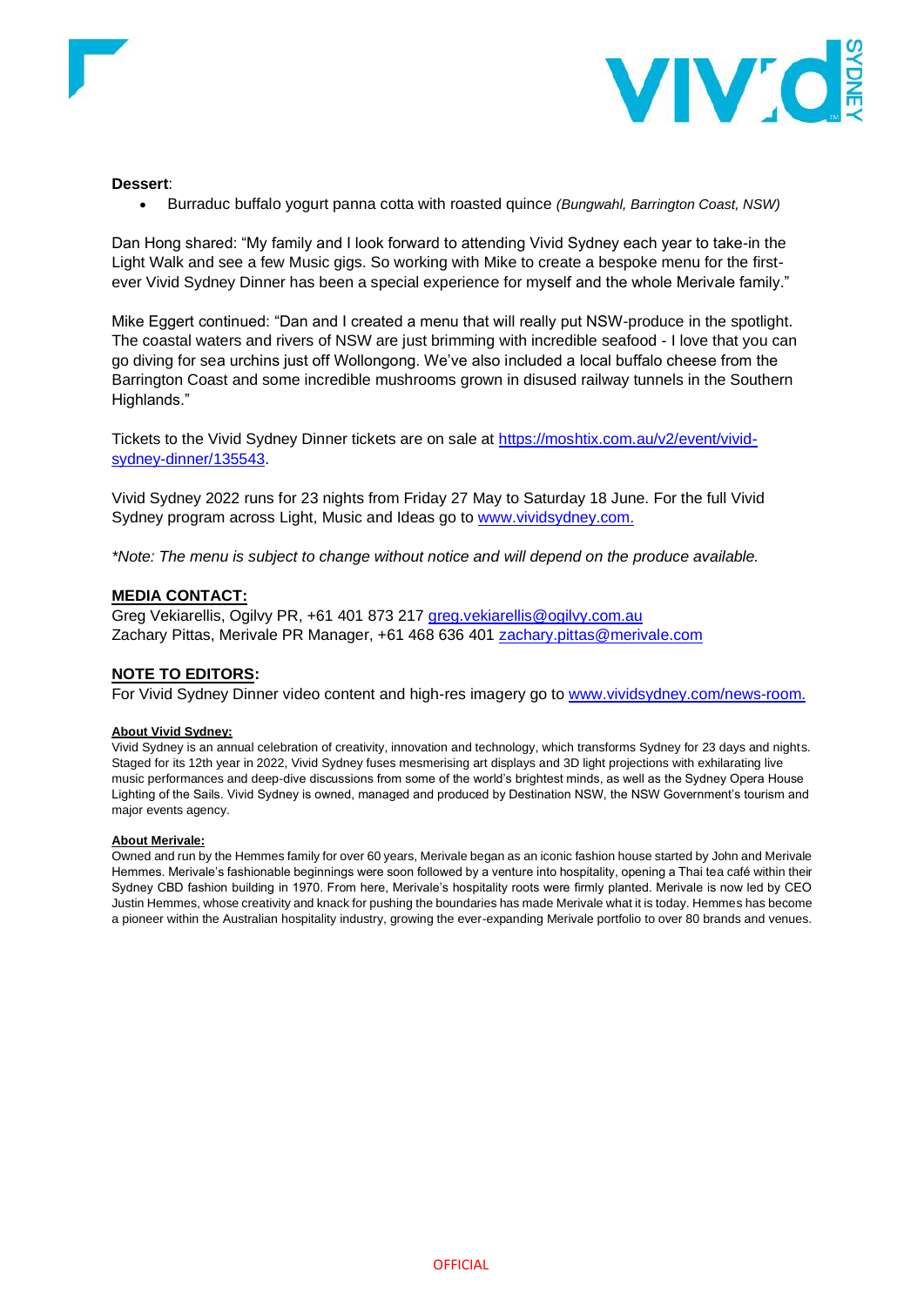**Dessert**:

- Burraduc buffalo yogurt panna cotta with roasted quince *(Bungwahl, Barrington Coast, NSW)*

Dan Hong shared: "My family and I look forward to attending Vivid Sydney each year to take-in the Light Walk and see a few Music gigs. So working with Mike to create a bespoke menu for the first-ever Vivid Sydney Dinner has been a special experience for myself and the whole Merivale family."

Mike Eggert continued: "Dan and I created a menu that will really put NSW-produce in the spotlight. The coastal waters and rivers of NSW are just brimming with incredible seafood - I love that you can go diving for sea urchins just off Wollongong. We've also included a local buffalo cheese from the Barrington Coast and some incredible mushrooms grown in disused railway tunnels in the Southern Highlands."

Tickets to the Vivid Sydney Dinner tickets are on sale at https://moshtix.com.au/v2/event/vivid-sydney-dinner/135543.

Vivid Sydney 2022 runs for 23 nights from Friday 27 May to Saturday 18 June. For the full Vivid Sydney program across Light, Music and Ideas go to www.vividsydney.com.

*\*Note: The menu is subject to change without notice and will depend on the produce available.*

**MEDIA CONTACT:**

Greg Vekiarellis, Ogilvy PR, +61 401 873 217 greg.vekiarellis@ogilvy.com.au
Zachary Pittas, Merivale PR Manager, +61 468 636 401 zachary.pittas@merivale.com

**NOTE TO EDITORS:**

For Vivid Sydney Dinner video content and high-res imagery go to www.vividsydney.com/news-room.

**About Vivid Sydney:**

Vivid Sydney is an annual celebration of creativity, innovation and technology, which transforms Sydney for 23 days and nights. Staged for its 12th year in 2022, Vivid Sydney fuses mesmerising art displays and 3D light projections with exhilarating live music performances and deep-dive discussions from some of the world's brightest minds, as well as the Sydney Opera House Lighting of the Sails. Vivid Sydney is owned, managed and produced by Destination NSW, the NSW Government's tourism and major events agency.

**About Merivale:**

Owned and run by the Hemmes family for over 60 years, Merivale began as an iconic fashion house started by John and Merivale Hemmes. Merivale's fashionable beginnings were soon followed by a venture into hospitality, opening a Thai tea café within their Sydney CBD fashion building in 1970. From here, Merivale's hospitality roots were firmly planted. Merivale is now led by CEO Justin Hemmes, whose creativity and knack for pushing the boundaries has made Merivale what it is today. Hemmes has become a pioneer within the Australian hospitality industry, growing the ever-expanding Merivale portfolio to over 80 brands and venues.